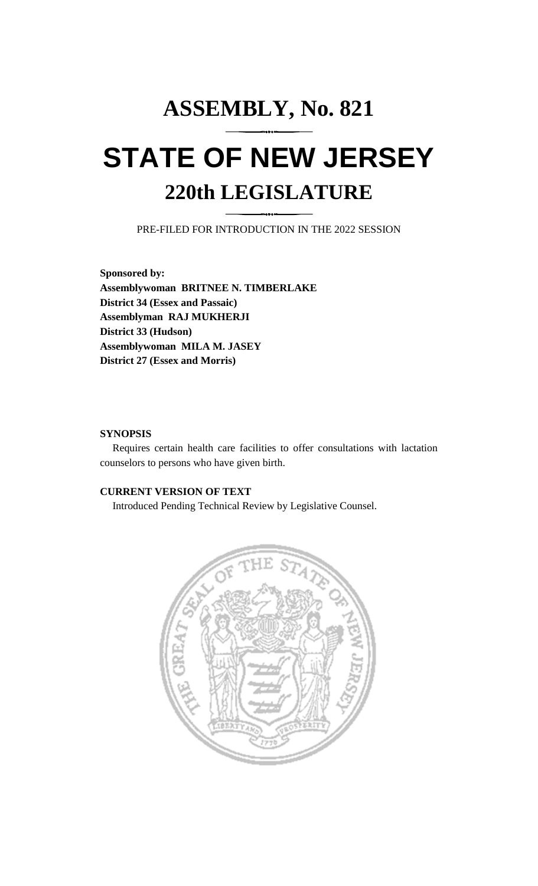# ASSEMBLY, No. 821

# STATE OF NEW JERSEY

## 220th LEGISLATURE

PRE-FILED FOR INTRODUCTION IN THE 2022 SESSION

**Sponsored by:**
**Assemblywoman BRITNEE N. TIMBERLAKE**
**District 34 (Essex and Passaic)**
**Assemblyman RAJ MUKHERJI**
**District 33 (Hudson)**
**Assemblywoman MILA M. JASEY**
**District 27 (Essex and Morris)**

**SYNOPSIS**

Requires certain health care facilities to offer consultations with lactation counselors to persons who have given birth.

**CURRENT VERSION OF TEXT**

Introduced Pending Technical Review by Legislative Counsel.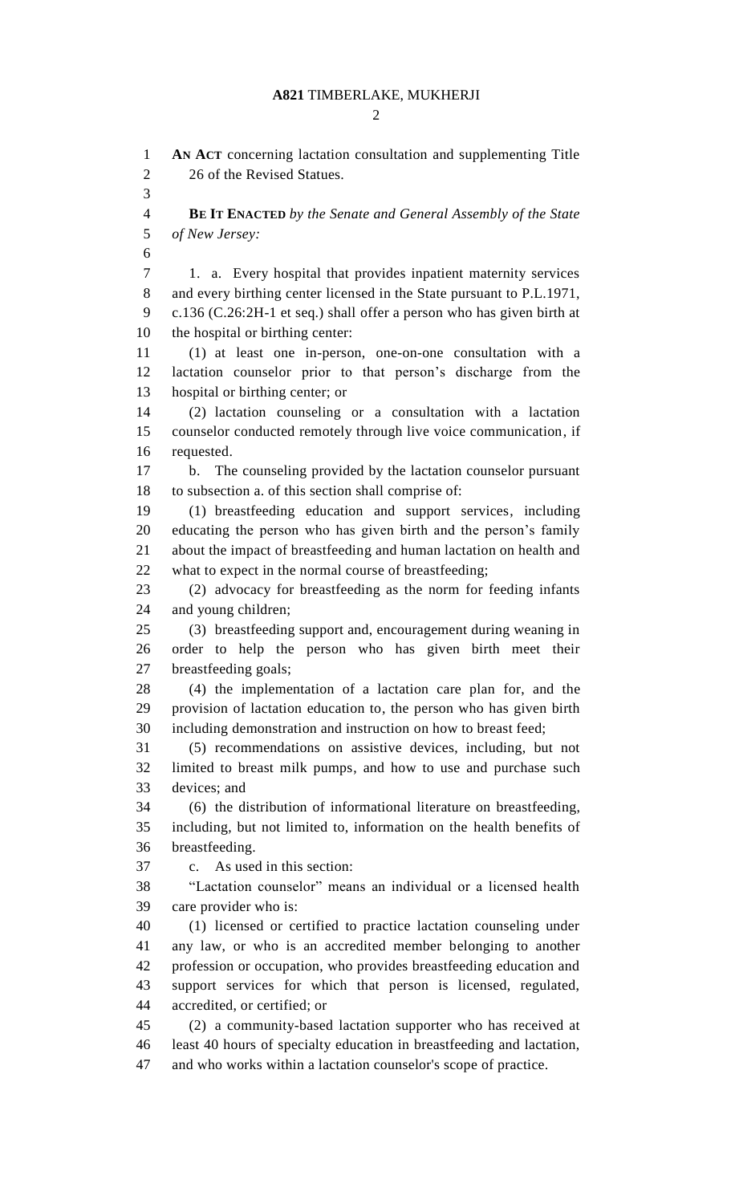**AN ACT** concerning lactation consultation and supplementing Title 26 of the Revised Statues.

**BE IT ENACTED** *by the Senate and General Assembly of the State of New Jersey:*

1. a. Every hospital that provides inpatient maternity services and every birthing center licensed in the State pursuant to P.L.1971, c.136 (C.26:2H-1 et seq.) shall offer a person who has given birth at the hospital or birthing center:

(1) at least one in-person, one-on-one consultation with a lactation counselor prior to that person's discharge from the hospital or birthing center; or

(2) lactation counseling or a consultation with a lactation counselor conducted remotely through live voice communication, if requested.

b. The counseling provided by the lactation counselor pursuant to subsection a. of this section shall comprise of:

(1) breastfeeding education and support services, including educating the person who has given birth and the person's family about the impact of breastfeeding and human lactation on health and what to expect in the normal course of breastfeeding;

(2) advocacy for breastfeeding as the norm for feeding infants and young children;

(3) breastfeeding support and, encouragement during weaning in order to help the person who has given birth meet their breastfeeding goals;

(4) the implementation of a lactation care plan for, and the provision of lactation education to, the person who has given birth including demonstration and instruction on how to breast feed;

(5) recommendations on assistive devices, including, but not limited to breast milk pumps, and how to use and purchase such devices; and

(6) the distribution of informational literature on breastfeeding, including, but not limited to, information on the health benefits of breastfeeding.

c. As used in this section:

"Lactation counselor" means an individual or a licensed health care provider who is:

(1) licensed or certified to practice lactation counseling under any law, or who is an accredited member belonging to another profession or occupation, who provides breastfeeding education and support services for which that person is licensed, regulated, accredited, or certified; or

(2) a community-based lactation supporter who has received at least 40 hours of specialty education in breastfeeding and lactation, and who works within a lactation counselor's scope of practice.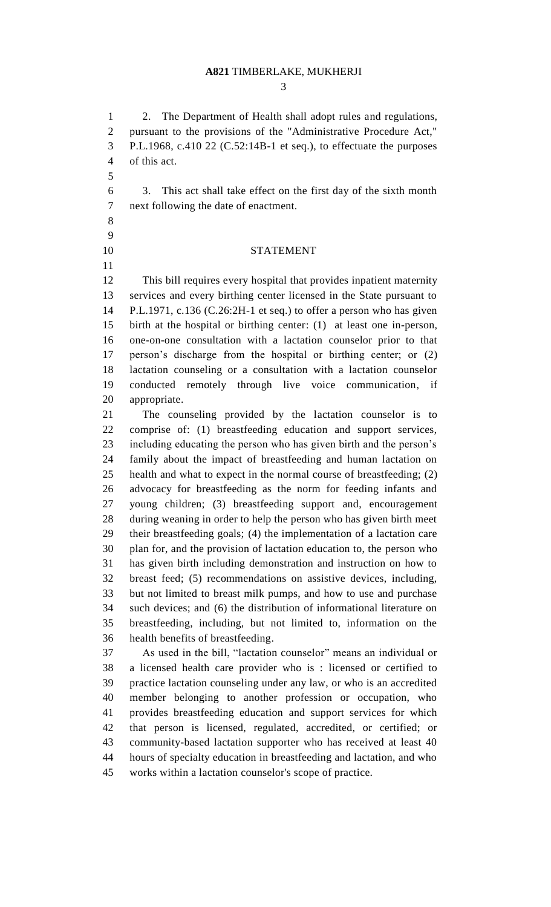2. The Department of Health shall adopt rules and regulations, pursuant to the provisions of the "Administrative Procedure Act," P.L.1968, c.410 22 (C.52:14B-1 et seq.), to effectuate the purposes of this act.

3. This act shall take effect on the first day of the sixth month next following the date of enactment.

## STATEMENT

This bill requires every hospital that provides inpatient maternity services and every birthing center licensed in the State pursuant to P.L.1971, c.136 (C.26:2H-1 et seq.) to offer a person who has given birth at the hospital or birthing center: (1) at least one in-person, one-on-one consultation with a lactation counselor prior to that person's discharge from the hospital or birthing center; or (2) lactation counseling or a consultation with a lactation counselor conducted remotely through live voice communication, if appropriate.

The counseling provided by the lactation counselor is to comprise of: (1) breastfeeding education and support services, including educating the person who has given birth and the person's family about the impact of breastfeeding and human lactation on health and what to expect in the normal course of breastfeeding; (2) advocacy for breastfeeding as the norm for feeding infants and young children; (3) breastfeeding support and, encouragement during weaning in order to help the person who has given birth meet their breastfeeding goals; (4) the implementation of a lactation care plan for, and the provision of lactation education to, the person who has given birth including demonstration and instruction on how to breast feed; (5) recommendations on assistive devices, including, but not limited to breast milk pumps, and how to use and purchase such devices; and (6) the distribution of informational literature on breastfeeding, including, but not limited to, information on the health benefits of breastfeeding.

As used in the bill, "lactation counselor" means an individual or a licensed health care provider who is : licensed or certified to practice lactation counseling under any law, or who is an accredited member belonging to another profession or occupation, who provides breastfeeding education and support services for which that person is licensed, regulated, accredited, or certified; or community-based lactation supporter who has received at least 40 hours of specialty education in breastfeeding and lactation, and who works within a lactation counselor's scope of practice.